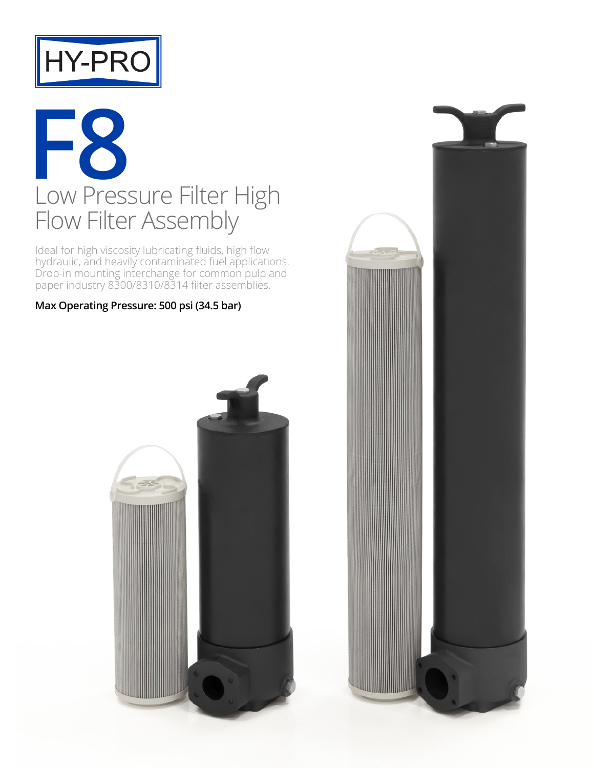HY-PRO

# F8

## Low Pressure Filter High Flow Filter Assembly

Ideal for high viscosity lubricating fluids, high flow hydraulic, and heavily contaminated fuel applications. Drop-in mounting interchange for common pulp and paper industry 8300/8310/8314 filter assemblies.

**Max Operating Pressure: 500 psi (34.5 bar)**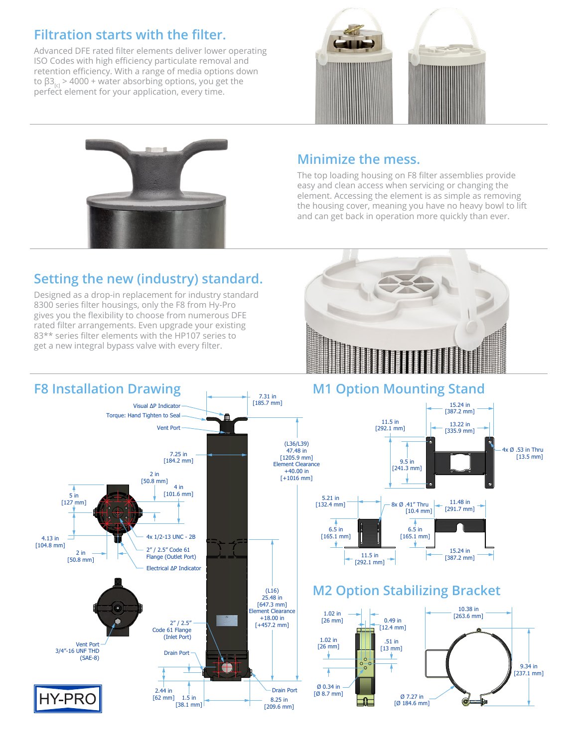## Filtration starts with the filter.

Advanced DFE rated filter elements deliver lower operating ISO Codes with high efficiency particulate removal and retention efficiency. With a range of media options down to $\beta 3_{[c]}$ > 4000 + water absorbing options, you get the perfect element for your application, every time.

## Minimize the mess.

The top loading housing on F8 filter assemblies provide easy and clean access when servicing or changing the element. Accessing the element is as simple as removing the housing cover, meaning you have no heavy bowl to lift and can get back in operation more quickly than ever.

## Setting the new (industry) standard.

Designed as a drop-in replacement for industry standard 8300 series filter housings, only the F8 from Hy-Pro gives you the flexibility to choose from numerous DFE rated filter arrangements. Even upgrade your existing 83** series filter elements with the HP107 series to get a new integral bypass valve with every filter.

## F8 Installation Drawing

Visual ΔP Indicator
Torque: Hand Tighten to Seal
Vent Port
7.31 in [185.7 mm]
7.25 in [184.2 mm]
(L36/L39) 47.48 in [1205.9 mm] Element Clearance +40.00 in [+1016 mm]
2 in [50.8 mm]
4 in [101.6 mm]
5 in [127 mm]
4.13 in [104.8 mm]
2 in [50.8 mm]
4x 1/2-13 UNC - 2B
2" / 2.5" Code 61 Flange (Outlet Port)
Electrical ΔP Indicator
(L16) 25.48 in [647.3 mm] Element Clearance +18.00 in [+457.2 mm]
2" / 2.5" Code 61 Flange (Inlet Port)
Vent Port 3/4"-16 UNF THD (SAE-8)
Drain Port
2.44 in [62 mm]
1.5 in [38.1 mm]
Drain Port
8.25 in [209.6 mm]

## M1 Option Mounting Stand

15.24 in [387.2 mm]
11.5 in [292.1 mm]
13.22 in [335.9 mm]
9.5 in [241.3 mm]
4x Ø .53 in Thru [13.5 mm]
5.21 in [132.4 mm]
8x Ø .41" Thru [10.4 mm]
11.48 in [291.7 mm]
6.5 in [165.1 mm]
6.5 in [165.1 mm]
11.5 in [292.1 mm]
15.24 in [387.2 mm]

## M2 Option Stabilizing Bracket

1.02 in [26 mm]
0.49 in [12.4 mm]
1.02 in [26 mm]
.51 in [13 mm]
Ø 0.34 in [Ø 8.7 mm]
10.38 in [263.6 mm]
9.34 in [237.1 mm]
Ø 7.27 in [Ø 184.6 mm]

HY-PRO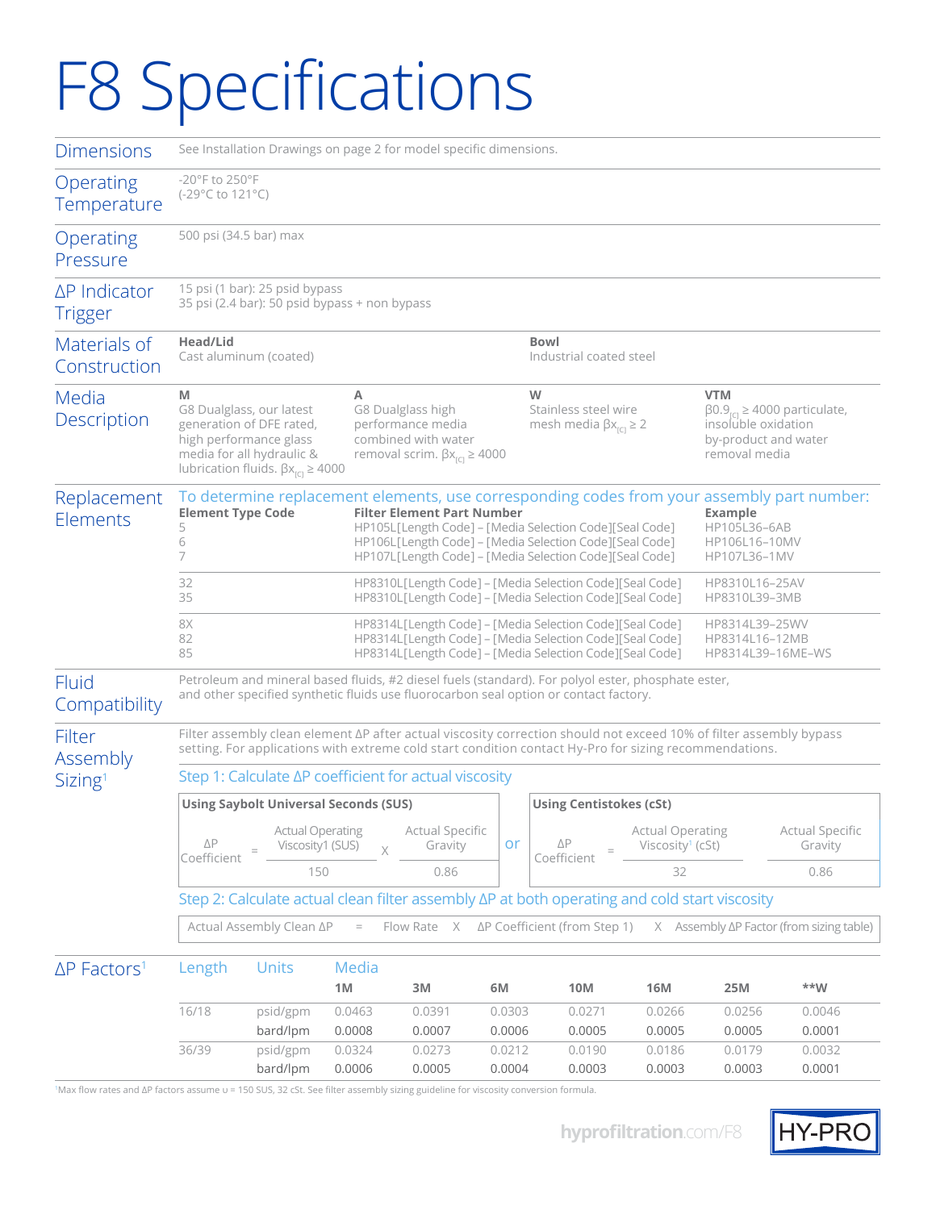# F8 Specifications

## Dimensions

See Installation Drawings on page 2 for model specific dimensions.

## Operating Temperature

-20°F to 250°F
(-29°C to 121°C)

## Operating Pressure

500 psi (34.5 bar) max

## ΔP Indicator Trigger

15 psi (1 bar): 25 psid bypass
35 psi (2.4 bar): 50 psid bypass + non bypass

## Materials of Construction

**Head/Lid**
Cast aluminum (coated)

**Bowl**
Industrial coated steel

## Media Description

**M**
G8 Dualglass, our latest generation of DFE rated, high performance glass media for all hydraulic & lubrication fluids. $\beta x_{[c]} \geq 4000$

**A**
G8 Dualglass high performance media combined with water removal scrim. $\beta x_{[c]} \geq 4000$

**W**
Stainless steel wire mesh media $\beta x_{[c]} \geq 2$

**VTM**
$\beta 0.9_{[c]} \geq 4000$ particulate, insoluble oxidation by-product and water removal media

## Replacement Elements

To determine replacement elements, use corresponding codes from your assembly part number:

| Element Type Code | Filter Element Part Number | Example |
|---|---|---|
| 5 | HP105L[Length Code] – [Media Selection Code][Seal Code] | HP105L36–6AB |
| 6 | HP106L[Length Code] – [Media Selection Code][Seal Code] | HP106L16–10MV |
| 7 | HP107L[Length Code] – [Media Selection Code][Seal Code] | HP107L36–1MV |
| 32 | HP8310L[Length Code] – [Media Selection Code][Seal Code] | HP8310L16–25AV |
| 35 | HP8310L[Length Code] – [Media Selection Code][Seal Code] | HP8310L39–3MB |
| 8X | HP8314L[Length Code] – [Media Selection Code][Seal Code] | HP8314L39–25WV |
| 82 | HP8314L[Length Code] – [Media Selection Code][Seal Code] | HP8314L16–12MB |
| 85 | HP8314L[Length Code] – [Media Selection Code][Seal Code] | HP8314L39–16ME–WS |

## Fluid Compatibility

Petroleum and mineral based fluids, #2 diesel fuels (standard). For polyol ester, phosphate ester, and other specified synthetic fluids use fluorocarbon seal option or contact factory.

## Filter Assembly Sizing[1]

Filter assembly clean element ΔP after actual viscosity correction should not exceed 10% of filter assembly bypass setting. For applications with extreme cold start condition contact Hy-Pro for sizing recommendations.

### Step 1: Calculate ΔP coefficient for actual viscosity

**Using Saybolt Universal Seconds (SUS)**

$$\Delta P \text{ Coefficient} = \frac{\text{Actual Operating Viscosity1 (SUS)}}{150} \times \frac{\text{Actual Specific Gravity}}{0.86}$$

or

**Using Centistokes (cSt)**

$$\Delta P \text{ Coefficient} = \frac{\text{Actual Operating Viscosity}^{1} \text{ (cSt)}}{32} \times \frac{\text{Actual Specific Gravity}}{0.86}$$

### Step 2: Calculate actual clean filter assembly ΔP at both operating and cold start viscosity

Actual Assembly Clean ΔP = Flow Rate X ΔP Coefficient (from Step 1) X Assembly ΔP Factor (from sizing table)

## ΔP Factors[1]

| Length | Units | Media 1M | 3M | 6M | 10M | 16M | 25M | **W |
|---|---|---|---|---|---|---|---|---|
| 16/18 | psid/gpm | 0.0463 | 0.0391 | 0.0303 | 0.0271 | 0.0266 | 0.0256 | 0.0046 |
| | bard/lpm | 0.0008 | 0.0007 | 0.0006 | 0.0005 | 0.0005 | 0.0005 | 0.0001 |
| 36/39 | psid/gpm | 0.0324 | 0.0273 | 0.0212 | 0.0190 | 0.0186 | 0.0179 | 0.0032 |
| | bard/lpm | 0.0006 | 0.0005 | 0.0004 | 0.0003 | 0.0003 | 0.0003 | 0.0001 |

[1] Max flow rates and ΔP factors assume υ = 150 SUS, 32 cSt. See filter assembly sizing guideline for viscosity conversion formula.

hyprofiltration.com/F8

HY-PRO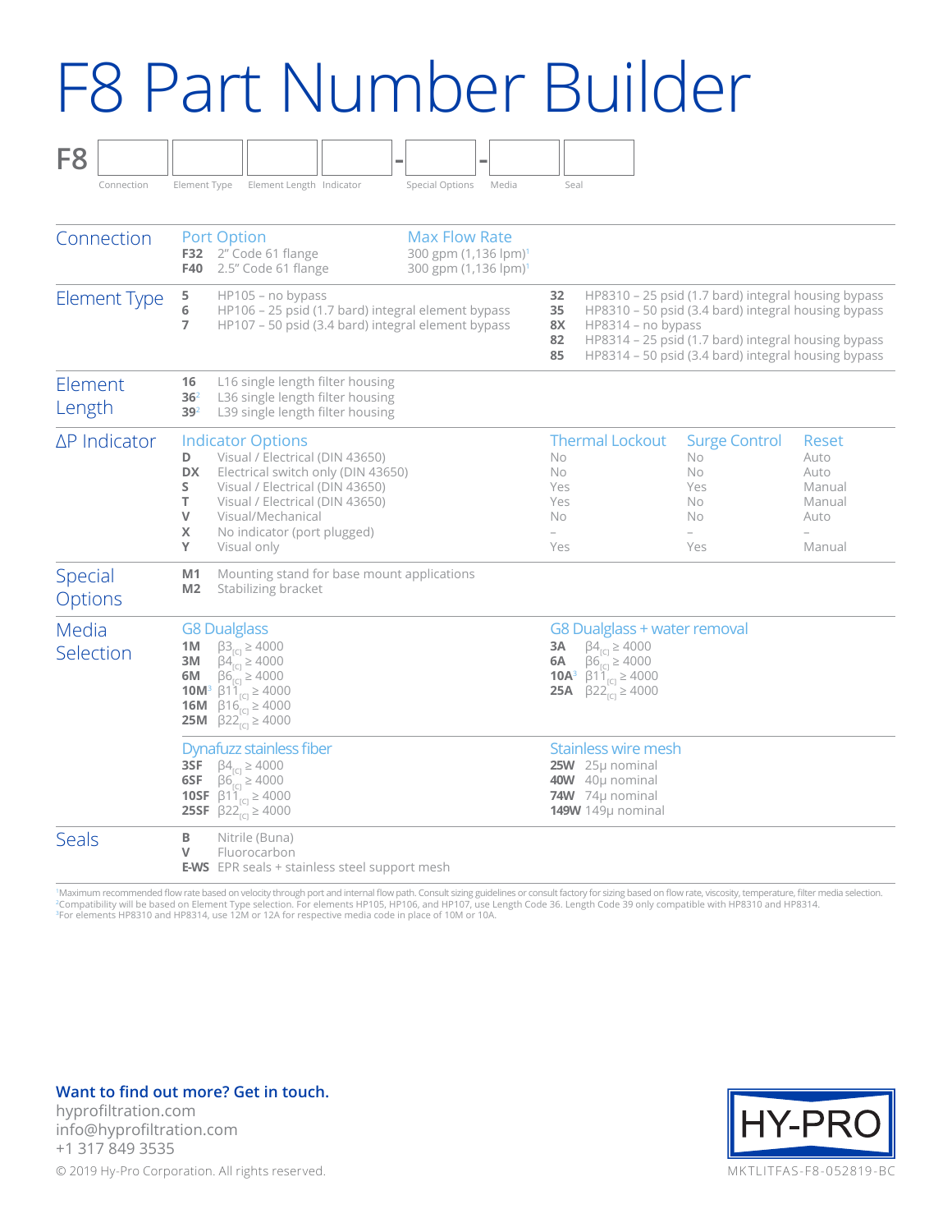# F8 Part Number Builder

| F8 | | | | - | | - | |
|---|---|---|---|---|---|---|---|
| | Connection | Element Type | Element Length | Indicator | Special Options | Media | Seal |

## Connection

| Port Option | | Max Flow Rate |
|---|---|---|
| **F32** | 2" Code 61 flange | 300 gpm (1,136 lpm)[1] |
| **F40** | 2.5" Code 61 flange | 300 gpm (1,136 lpm)[1] |

## Element Type

| | |
|---|---|
| **5** | HP105 – no bypass |
| **6** | HP106 – 25 psid (1.7 bard) integral element bypass |
| **7** | HP107 – 50 psid (3.4 bard) integral element bypass |
| **32** | HP8310 – 25 psid (1.7 bard) integral housing bypass |
| **35** | HP8310 – 50 psid (3.4 bard) integral housing bypass |
| **8X** | HP8314 – no bypass |
| **82** | HP8314 – 25 psid (1.7 bard) integral housing bypass |
| **85** | HP8314 – 50 psid (3.4 bard) integral housing bypass |

## Element Length

| | |
|---|---|
| **16** | L16 single length filter housing |
| **36**[2] | L36 single length filter housing |
| **39**[2] | L39 single length filter housing |

## ΔP Indicator

| Indicator Options | | Thermal Lockout | Surge Control | Reset |
|---|---|---|---|---|
| **D** | Visual / Electrical (DIN 43650) | No | No | Auto |
| **DX** | Electrical switch only (DIN 43650) | No | No | Auto |
| **S** | Visual / Electrical (DIN 43650) | Yes | Yes | Manual |
| **T** | Visual / Electrical (DIN 43650) | Yes | No | Manual |
| **V** | Visual/Mechanical | No | No | Auto |
| **X** | No indicator (port plugged) | – | – | – |
| **Y** | Visual only | Yes | Yes | Manual |

## Special Options

| | |
|---|---|
| **M1** | Mounting stand for base mount applications |
| **M2** | Stabilizing bracket |

## Media Selection

**G8 Dualglass**

| | |
|---|---|
| **1M** | $\beta 3_{[c]} \geq 4000$ |
| **3M** | $\beta 4_{[c]} \geq 4000$ |
| **6M** | $\beta 6_{[c]} \geq 4000$ |
| **10M**[3] | $\beta 11_{[c]} \geq 4000$ |
| **16M** | $\beta 16_{[c]} \geq 4000$ |
| **25M** | $\beta 22_{[c]} \geq 4000$ |

**G8 Dualglass + water removal**

| | |
|---|---|
| **3A** | $\beta 4_{[c]} \geq 4000$ |
| **6A** | $\beta 6_{[c]} \geq 4000$ |
| **10A**[3] | $\beta 11_{[c]} \geq 4000$ |
| **25A** | $\beta 22_{[c]} \geq 4000$ |

**Dynafuzz stainless fiber**

| | |
|---|---|
| **3SF** | $\beta 4_{[c]} \geq 4000$ |
| **6SF** | $\beta 6_{[c]} \geq 4000$ |
| **10SF** | $\beta 11_{[c]} \geq 4000$ |
| **25SF** | $\beta 22_{[c]} \geq 4000$ |

**Stainless wire mesh**

| | |
|---|---|
| **25W** | 25μ nominal |
| **40W** | 40μ nominal |
| **74W** | 74μ nominal |
| **149W** | 149μ nominal |

## Seals

| | |
|---|---|
| **B** | Nitrile (Buna) |
| **V** | Fluorocarbon |
| **E-WS** | EPR seals + stainless steel support mesh |

[1]Maximum recommended flow rate based on velocity through port and internal flow path. Consult sizing guidelines or consult factory for sizing based on flow rate, viscosity, temperature, filter media selection.
[2]Compatibility will be based on Element Type selection. For elements HP105, HP106, and HP107, use Length Code 36. Length Code 39 only compatible with HP8310 and HP8314.
[3]For elements HP8310 and HP8314, use 12M or 12A for respective media code in place of 10M or 10A.

**Want to find out more? Get in touch.**
hyprofiltration.com
info@hyprofiltration.com
+1 317 849 3535

© 2019 Hy-Pro Corporation. All rights reserved.

HY-PRO

MKTLITFAS-F8-052819-BC